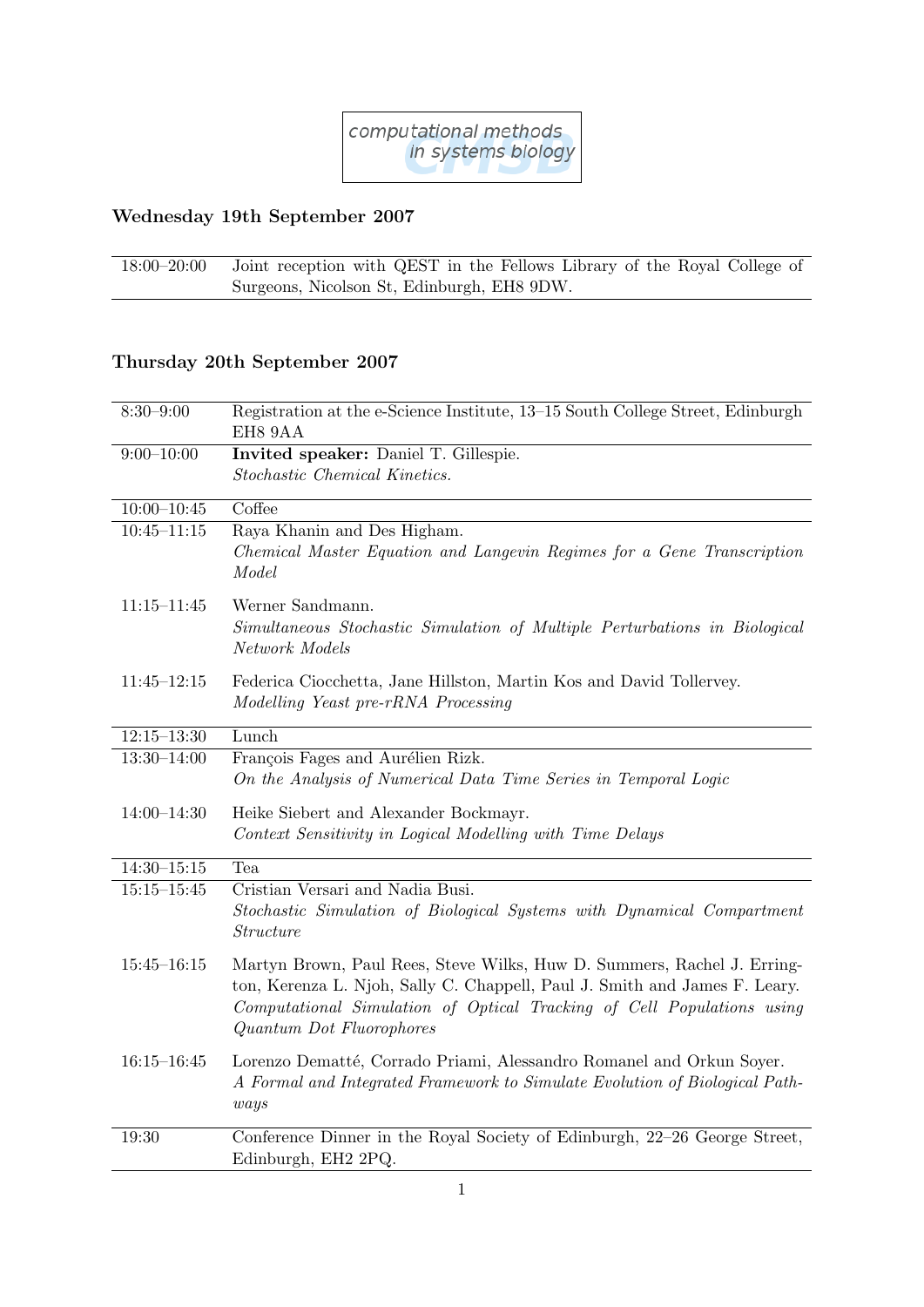computational methods in systems biology

CMSB

## Wednesday 19th September 2007

| | |
|---|---|
| 18:00–20:00 | Joint reception with QEST in the Fellows Library of the Royal College of Surgeons, Nicolson St, Edinburgh, EH8 9DW. |

## Thursday 20th September 2007

| | |
|---|---|
| 8:30–9:00 | Registration at the e-Science Institute, 13–15 South College Street, Edinburgh EH8 9AA |
| 9:00–10:00 | **Invited speaker:** Daniel T. Gillespie. *Stochastic Chemical Kinetics.* |
| 10:00–10:45 | Coffee |
| 10:45–11:15 | Raya Khanin and Des Higham. *Chemical Master Equation and Langevin Regimes for a Gene Transcription Model* |
| 11:15–11:45 | Werner Sandmann. *Simultaneous Stochastic Simulation of Multiple Perturbations in Biological Network Models* |
| 11:45–12:15 | Federica Ciocchetta, Jane Hillston, Martin Kos and David Tollervey. *Modelling Yeast pre-rRNA Processing* |
| 12:15–13:30 | Lunch |
| 13:30–14:00 | François Fages and Aurélien Rizk. *On the Analysis of Numerical Data Time Series in Temporal Logic* |
| 14:00–14:30 | Heike Siebert and Alexander Bockmayr. *Context Sensitivity in Logical Modelling with Time Delays* |
| 14:30–15:15 | Tea |
| 15:15–15:45 | Cristian Versari and Nadia Busi. *Stochastic Simulation of Biological Systems with Dynamical Compartment Structure* |
| 15:45–16:15 | Martyn Brown, Paul Rees, Steve Wilks, Huw D. Summers, Rachel J. Errington, Kerenza L. Njoh, Sally C. Chappell, Paul J. Smith and James F. Leary. *Computational Simulation of Optical Tracking of Cell Populations using Quantum Dot Fluorophores* |
| 16:15–16:45 | Lorenzo Dematté, Corrado Priami, Alessandro Romanel and Orkun Soyer. *A Formal and Integrated Framework to Simulate Evolution of Biological Pathways* |
| 19:30 | Conference Dinner in the Royal Society of Edinburgh, 22–26 George Street, Edinburgh, EH2 2PQ. |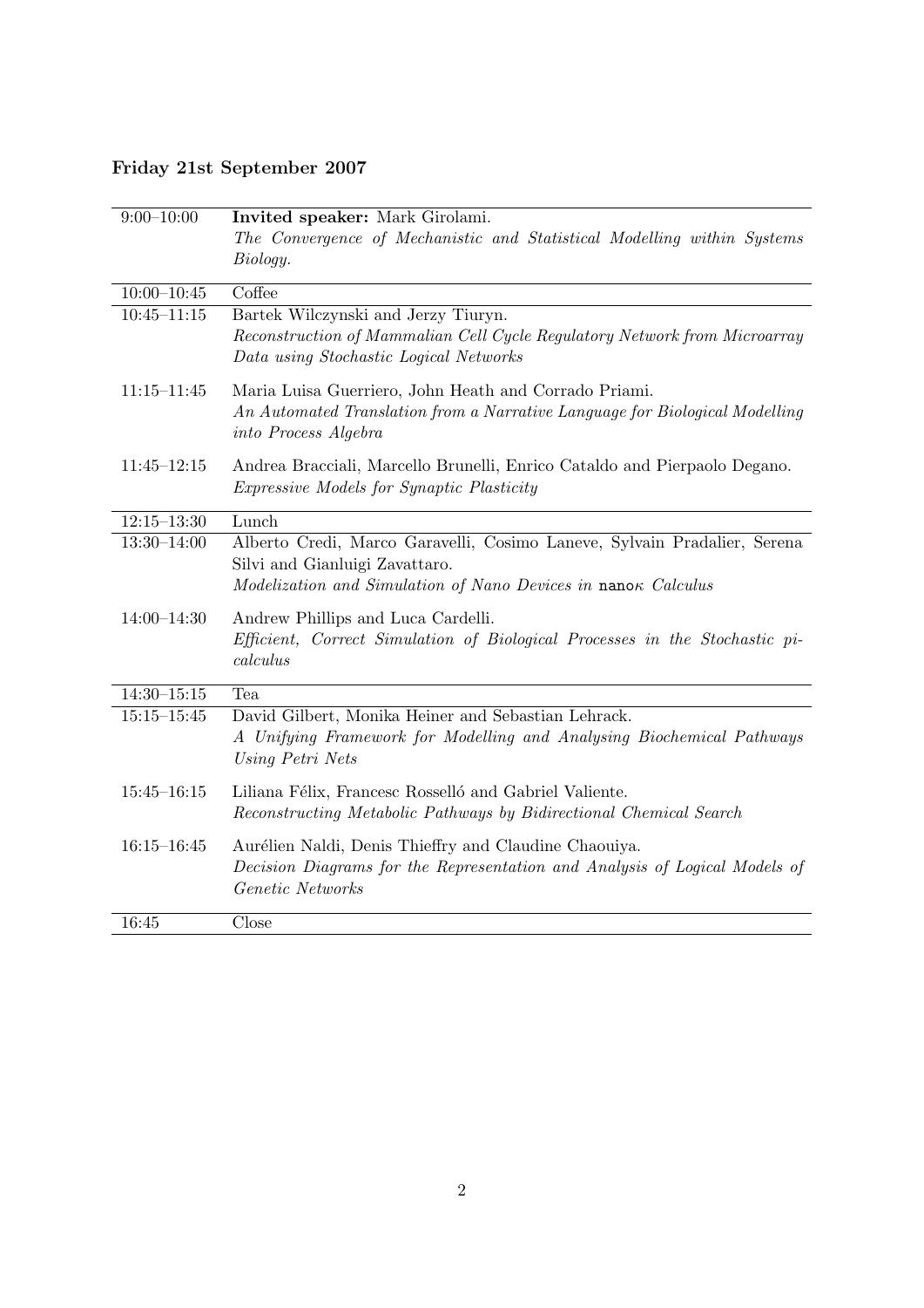**Friday 21st September 2007**

| | |
|---|---|
| 9:00–10:00 | **Invited speaker:** Mark Girolami.<br>*The Convergence of Mechanistic and Statistical Modelling within Systems Biology.* |
| 10:00–10:45 | Coffee |
| 10:45–11:15 | Bartek Wilczynski and Jerzy Tiuryn.<br>*Reconstruction of Mammalian Cell Cycle Regulatory Network from Microarray Data using Stochastic Logical Networks* |
| 11:15–11:45 | Maria Luisa Guerriero, John Heath and Corrado Priami.<br>*An Automated Translation from a Narrative Language for Biological Modelling into Process Algebra* |
| 11:45–12:15 | Andrea Bracciali, Marcello Brunelli, Enrico Cataldo and Pierpaolo Degano.<br>*Expressive Models for Synaptic Plasticity* |
| 12:15–13:30 | Lunch |
| 13:30–14:00 | Alberto Credi, Marco Garavelli, Cosimo Laneve, Sylvain Pradalier, Serena Silvi and Gianluigi Zavattaro.<br>*Modelization and Simulation of Nano Devices in* `nano`$\kappa$ *Calculus* |
| 14:00–14:30 | Andrew Phillips and Luca Cardelli.<br>*Efficient, Correct Simulation of Biological Processes in the Stochastic pi-calculus* |
| 14:30–15:15 | Tea |
| 15:15–15:45 | David Gilbert, Monika Heiner and Sebastian Lehrack.<br>*A Unifying Framework for Modelling and Analysing Biochemical Pathways Using Petri Nets* |
| 15:45–16:15 | Liliana Félix, Francesc Rosselló and Gabriel Valiente.<br>*Reconstructing Metabolic Pathways by Bidirectional Chemical Search* |
| 16:15–16:45 | Aurélien Naldi, Denis Thieffry and Claudine Chaouiya.<br>*Decision Diagrams for the Representation and Analysis of Logical Models of Genetic Networks* |
| 16:45 | Close |